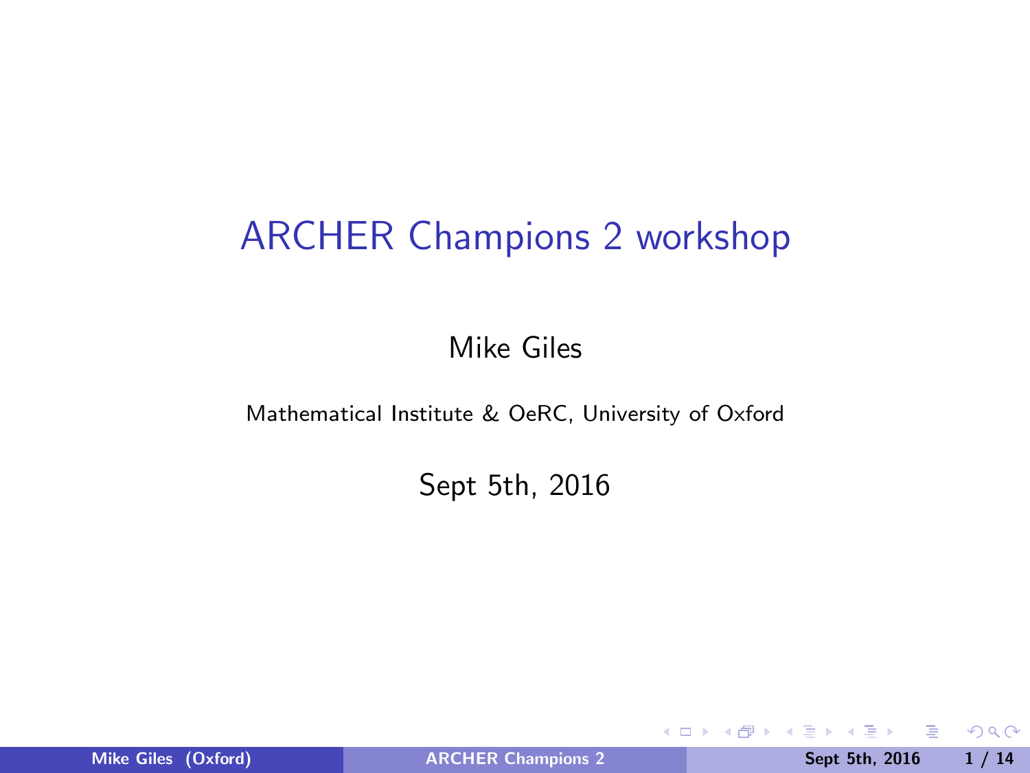# ARCHER Champions 2 workshop

Mike Giles

Mathematical Institute & OeRC, University of Oxford

Sept 5th, 2016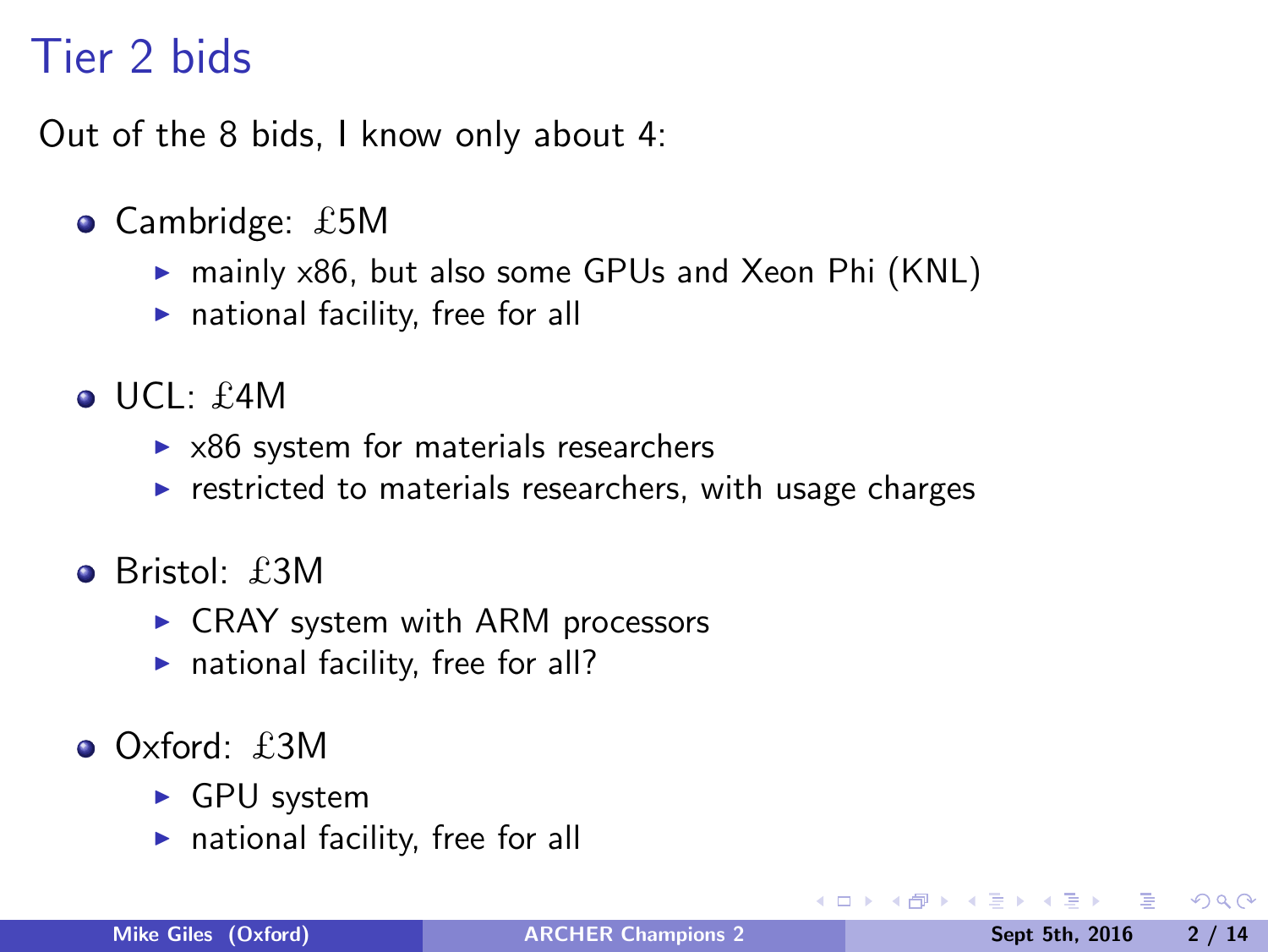# Tier 2 bids

Out of the 8 bids, I know only about 4:

- Cambridge: £5M
  - mainly x86, but also some GPUs and Xeon Phi (KNL)
  - national facility, free for all
- UCL: £4M
  - x86 system for materials researchers
  - restricted to materials researchers, with usage charges
- Bristol: £3M
  - CRAY system with ARM processors
  - national facility, free for all?
- Oxford: £3M
  - GPU system
  - national facility, free for all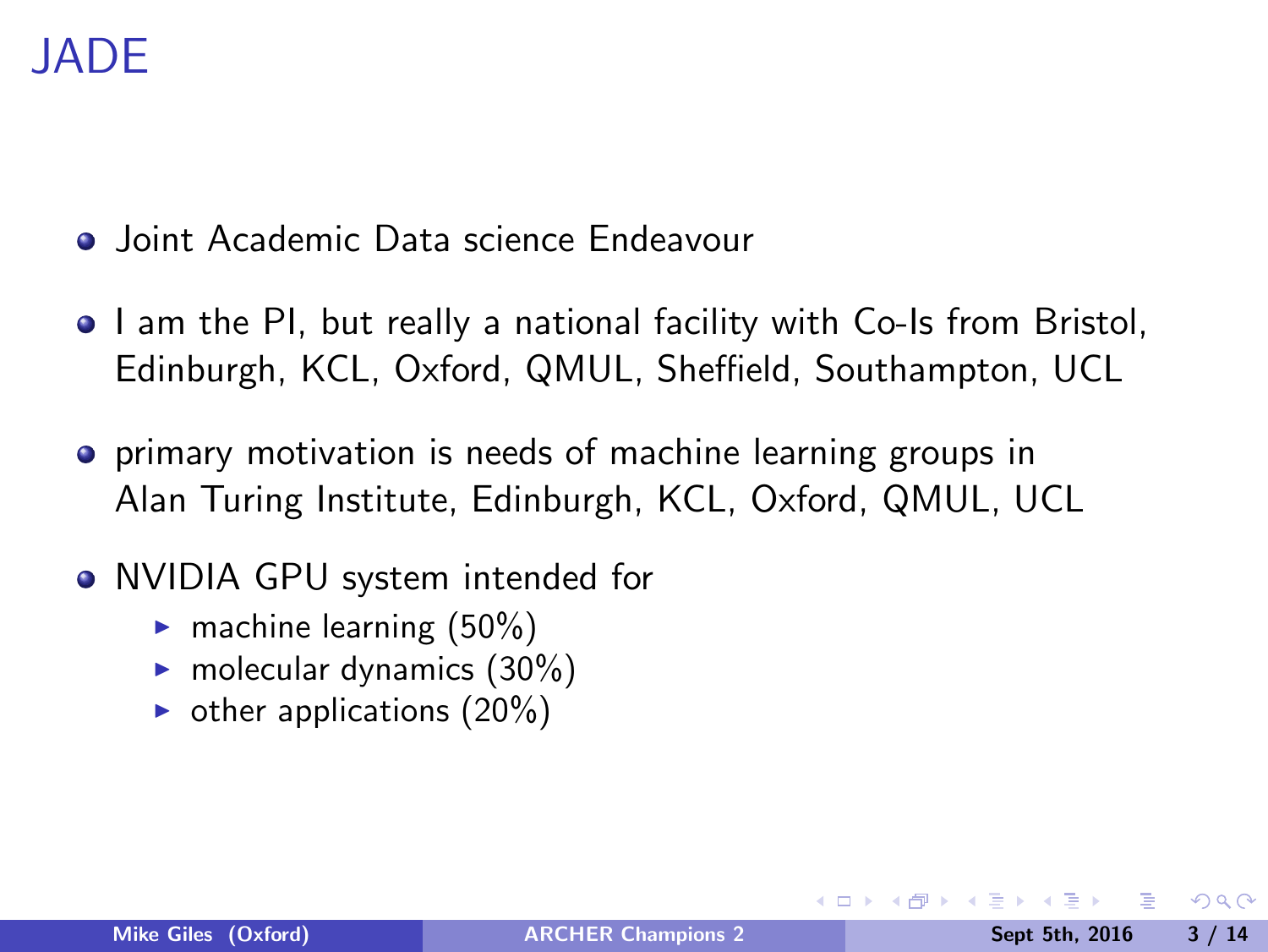# JADE

- Joint Academic Data science Endeavour
- I am the PI, but really a national facility with Co-Is from Bristol, Edinburgh, KCL, Oxford, QMUL, Sheffield, Southampton, UCL
- primary motivation is needs of machine learning groups in Alan Turing Institute, Edinburgh, KCL, Oxford, QMUL, UCL
- NVIDIA GPU system intended for
  - machine learning (50%)
  - molecular dynamics (30%)
  - other applications (20%)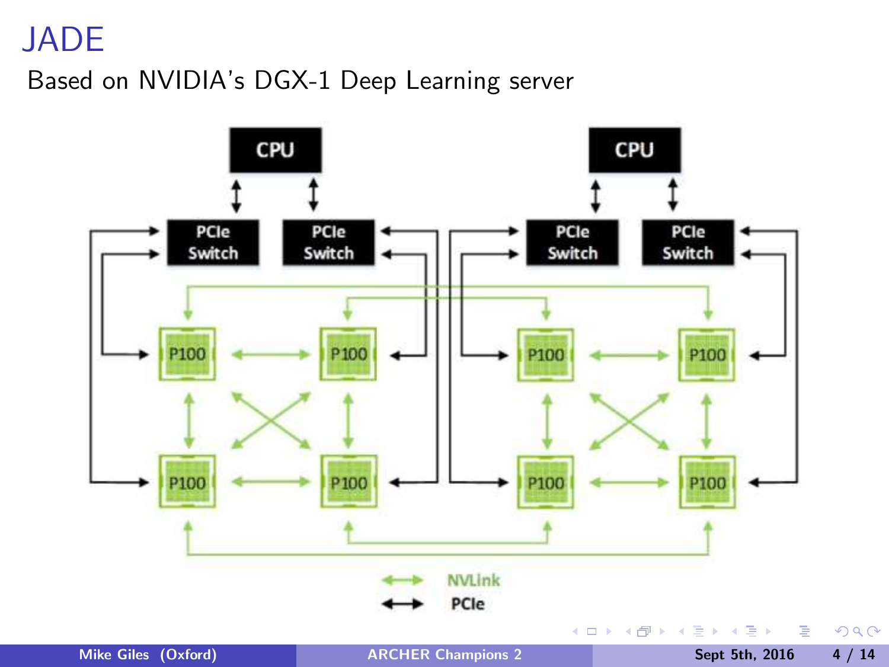# JADE

Based on NVIDIA's DGX-1 Deep Learning server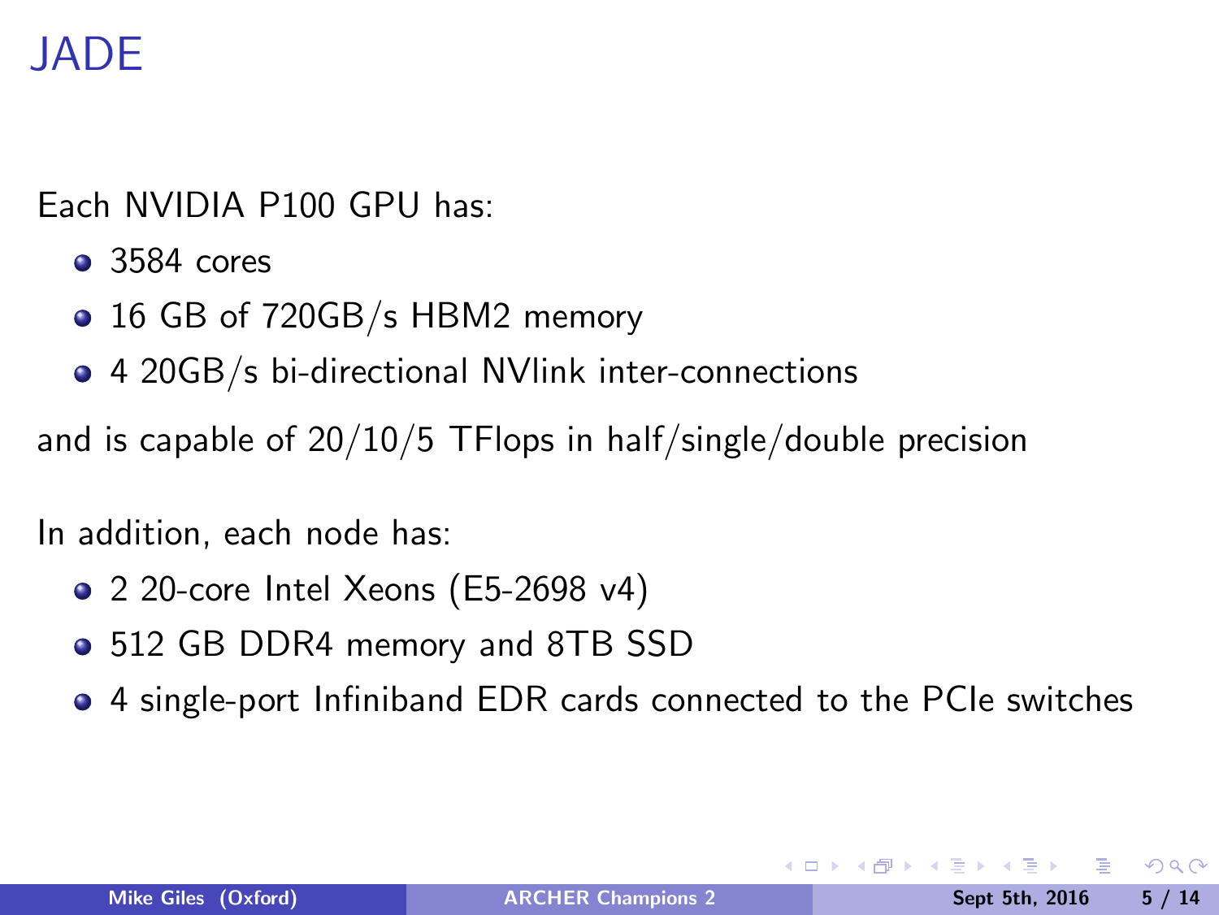# JADE

Each NVIDIA P100 GPU has:

- 3584 cores
- 16 GB of 720GB/s HBM2 memory
- 4 20GB/s bi-directional NVlink inter-connections

and is capable of 20/10/5 TFlops in half/single/double precision

In addition, each node has:

- 2 20-core Intel Xeons (E5-2698 v4)
- 512 GB DDR4 memory and 8TB SSD
- 4 single-port Infiniband EDR cards connected to the PCIe switches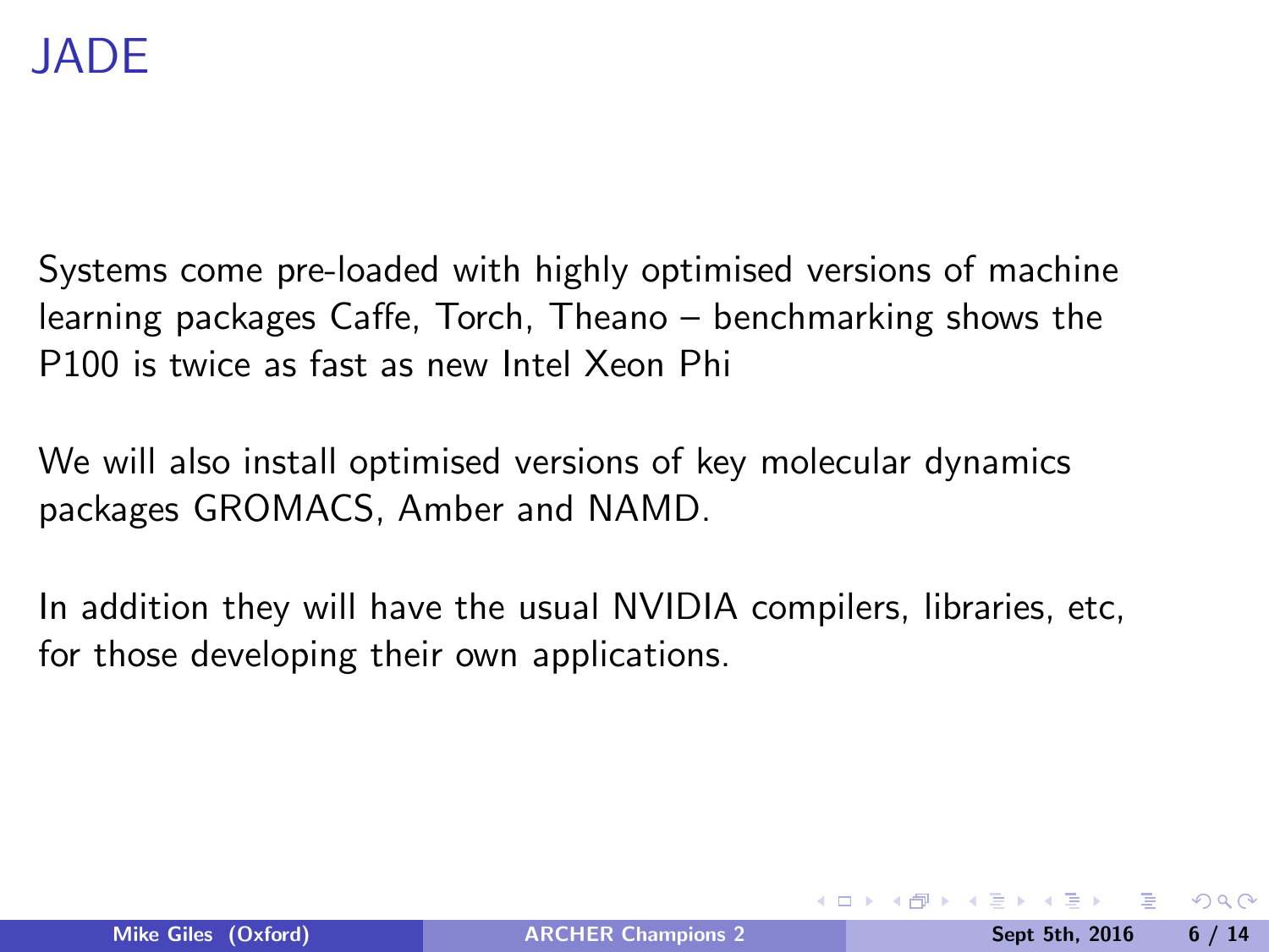# JADE

Systems come pre-loaded with highly optimised versions of machine learning packages Caffe, Torch, Theano – benchmarking shows the P100 is twice as fast as new Intel Xeon Phi

We will also install optimised versions of key molecular dynamics packages GROMACS, Amber and NAMD.

In addition they will have the usual NVIDIA compilers, libraries, etc, for those developing their own applications.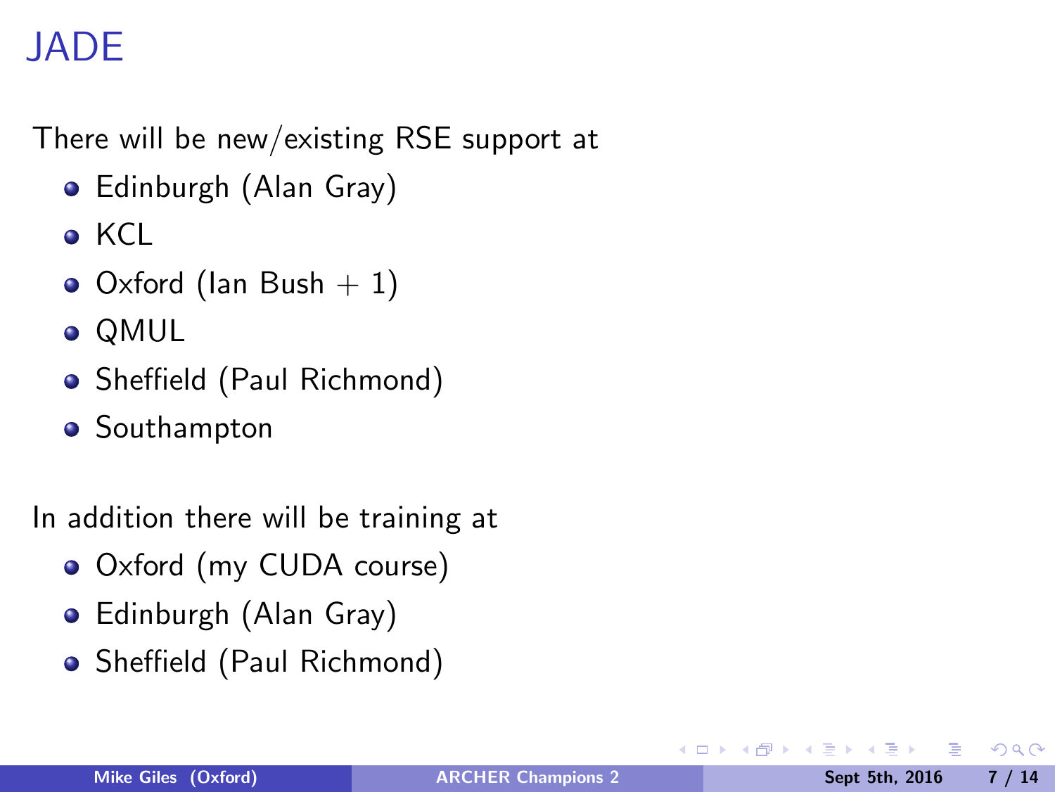# JADE

There will be new/existing RSE support at

- Edinburgh (Alan Gray)
- KCL
- Oxford (Ian Bush + 1)
- QMUL
- Sheffield (Paul Richmond)
- Southampton

In addition there will be training at

- Oxford (my CUDA course)
- Edinburgh (Alan Gray)
- Sheffield (Paul Richmond)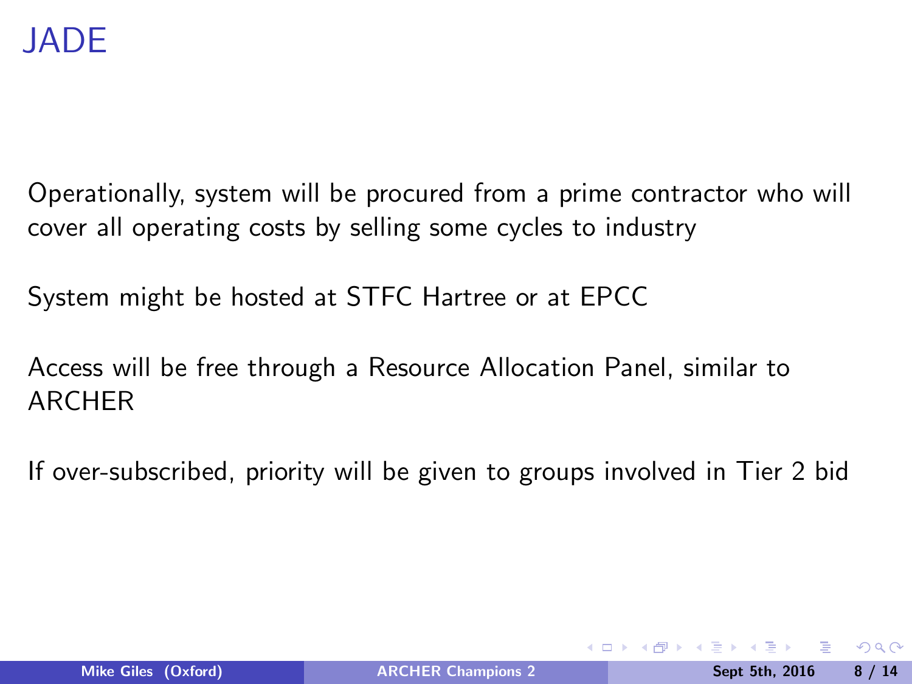# JADE

Operationally, system will be procured from a prime contractor who will cover all operating costs by selling some cycles to industry

System might be hosted at STFC Hartree or at EPCC

Access will be free through a Resource Allocation Panel, similar to ARCHER

If over-subscribed, priority will be given to groups involved in Tier 2 bid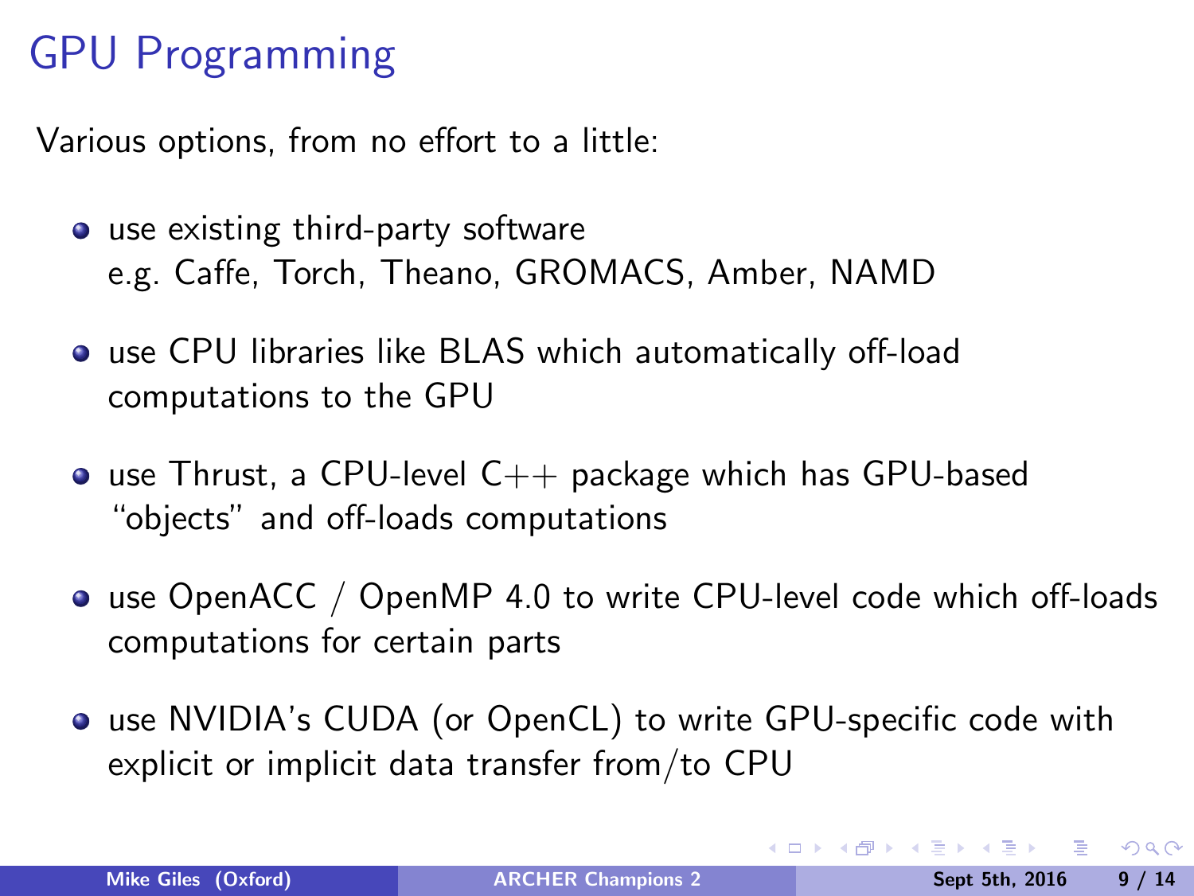# GPU Programming

Various options, from no effort to a little:

- use existing third-party software
  e.g. Caffe, Torch, Theano, GROMACS, Amber, NAMD
- use CPU libraries like BLAS which automatically off-load computations to the GPU
- use Thrust, a CPU-level C++ package which has GPU-based "objects" and off-loads computations
- use OpenACC / OpenMP 4.0 to write CPU-level code which off-loads computations for certain parts
- use NVIDIA's CUDA (or OpenCL) to write GPU-specific code with explicit or implicit data transfer from/to CPU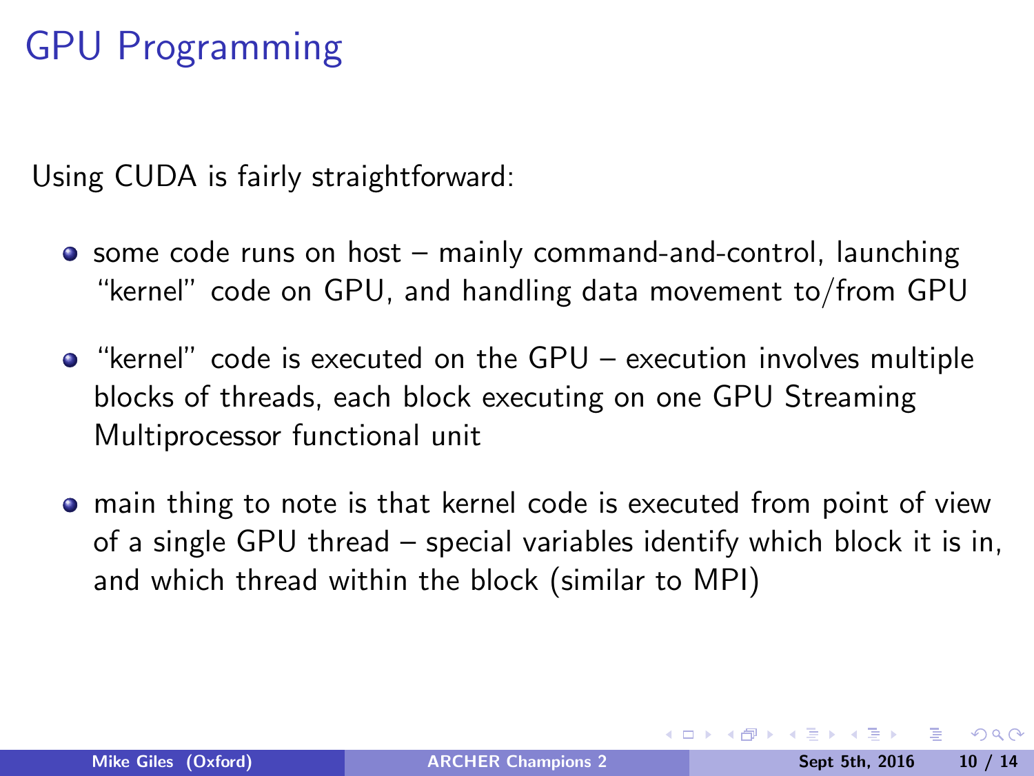# GPU Programming

Using CUDA is fairly straightforward:

- some code runs on host – mainly command-and-control, launching "kernel" code on GPU, and handling data movement to/from GPU
- "kernel" code is executed on the GPU – execution involves multiple blocks of threads, each block executing on one GPU Streaming Multiprocessor functional unit
- main thing to note is that kernel code is executed from point of view of a single GPU thread – special variables identify which block it is in, and which thread within the block (similar to MPI)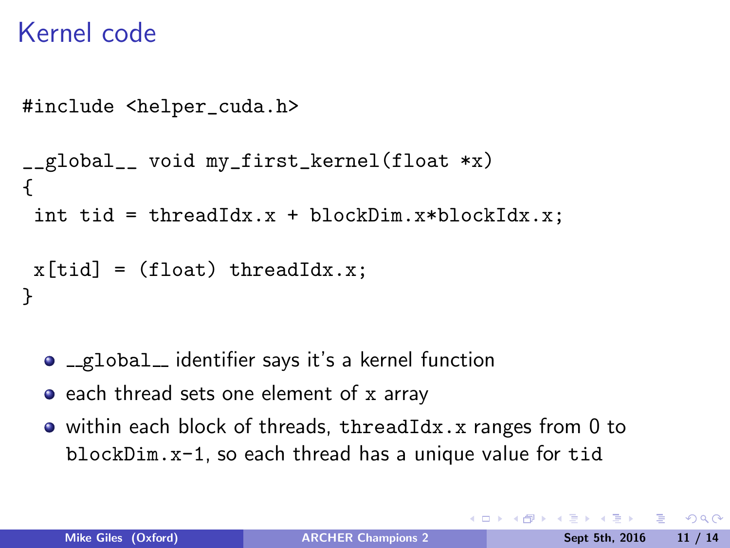# Kernel code

```
#include <helper_cuda.h>

__global__ void my_first_kernel(float *x)
{
 int tid = threadIdx.x + blockDim.x*blockIdx.x;

 x[tid] = (float) threadIdx.x;
}
```

- `__global__` identifier says it's a kernel function
- each thread sets one element of `x` array
- within each block of threads, `threadIdx.x` ranges from 0 to `blockDim.x-1`, so each thread has a unique value for `tid`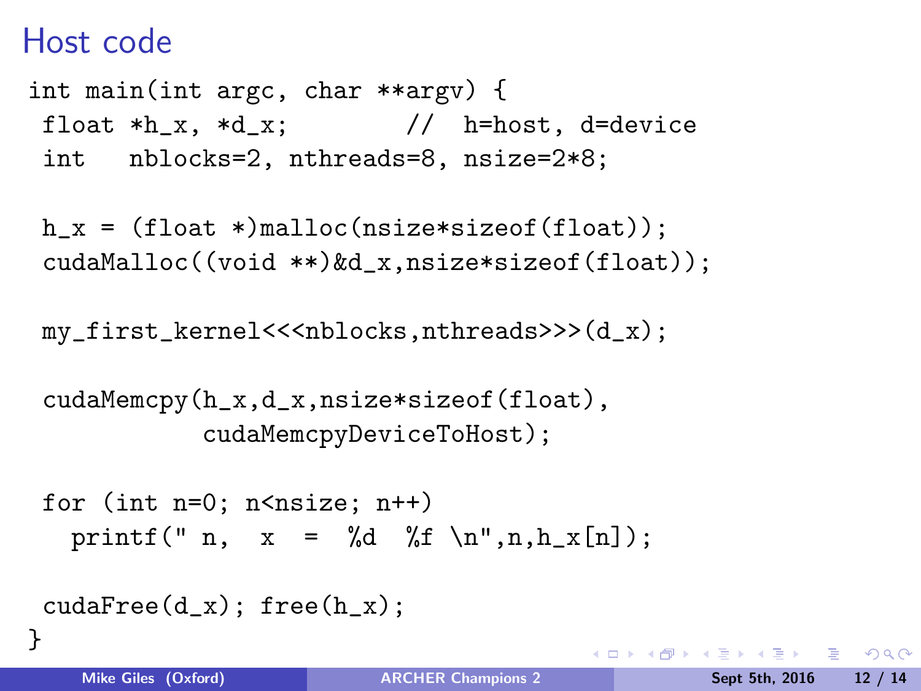# Host code

```
int main(int argc, char **argv) {
 float *h_x, *d_x;          //  h=host, d=device
 int   nblocks=2, nthreads=8, nsize=2*8;

 h_x = (float *)malloc(nsize*sizeof(float));
 cudaMalloc((void **)&d_x,nsize*sizeof(float));

 my_first_kernel<<<nblocks,nthreads>>>(d_x);

 cudaMemcpy(h_x,d_x,nsize*sizeof(float),
            cudaMemcpyDeviceToHost);

 for (int n=0; n<nsize; n++)
   printf(" n,  x  =  %d  %f \n",n,h_x[n]);

 cudaFree(d_x); free(h_x);
}
```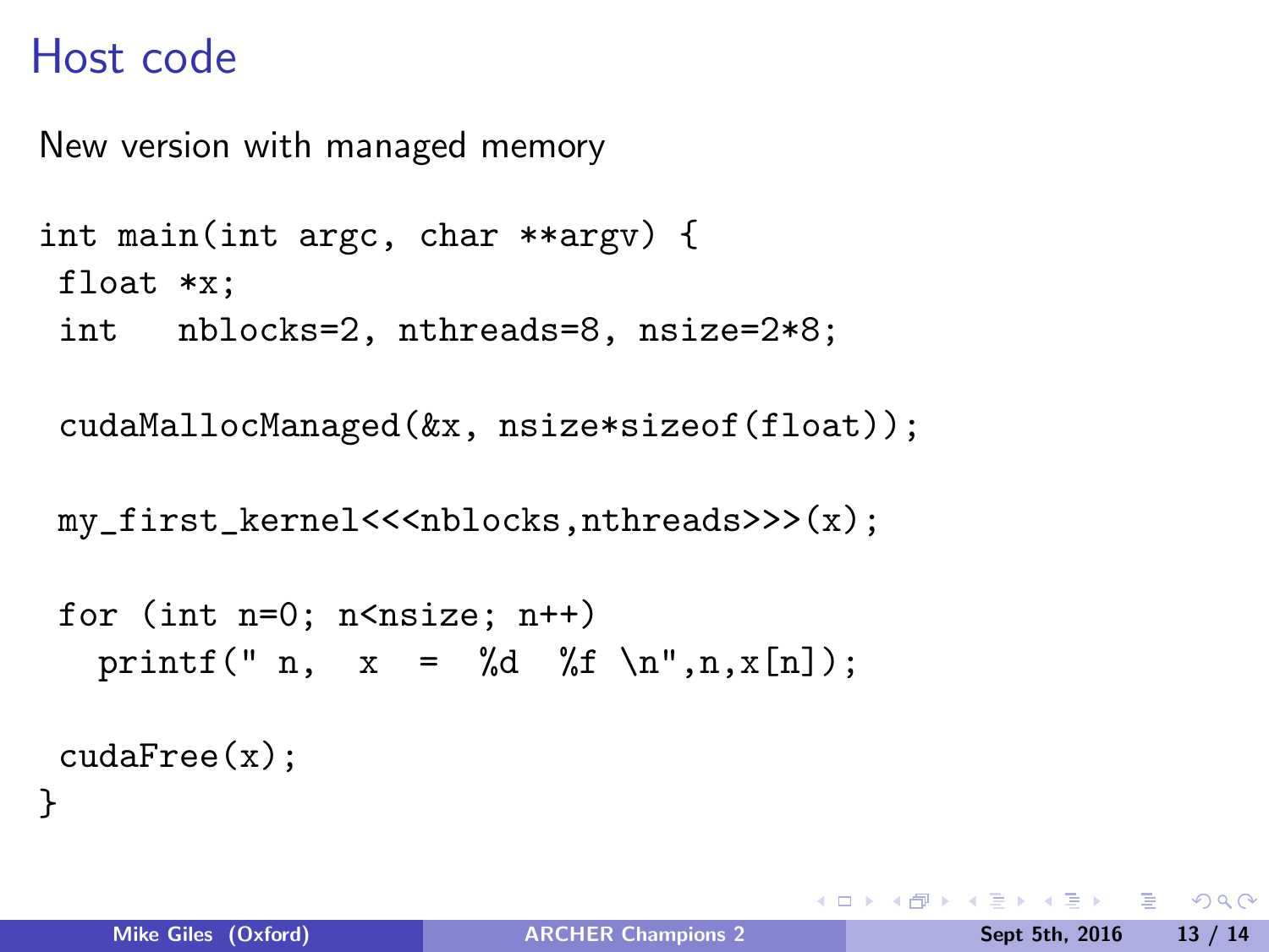# Host code

New version with managed memory

```
int main(int argc, char **argv) {
 float *x;
 int   nblocks=2, nthreads=8, nsize=2*8;

 cudaMallocManaged(&x, nsize*sizeof(float));

 my_first_kernel<<<nblocks,nthreads>>>(x);

 for (int n=0; n<nsize; n++)
   printf(" n,  x  =  %d  %f \n",n,x[n]);

 cudaFree(x);
}
```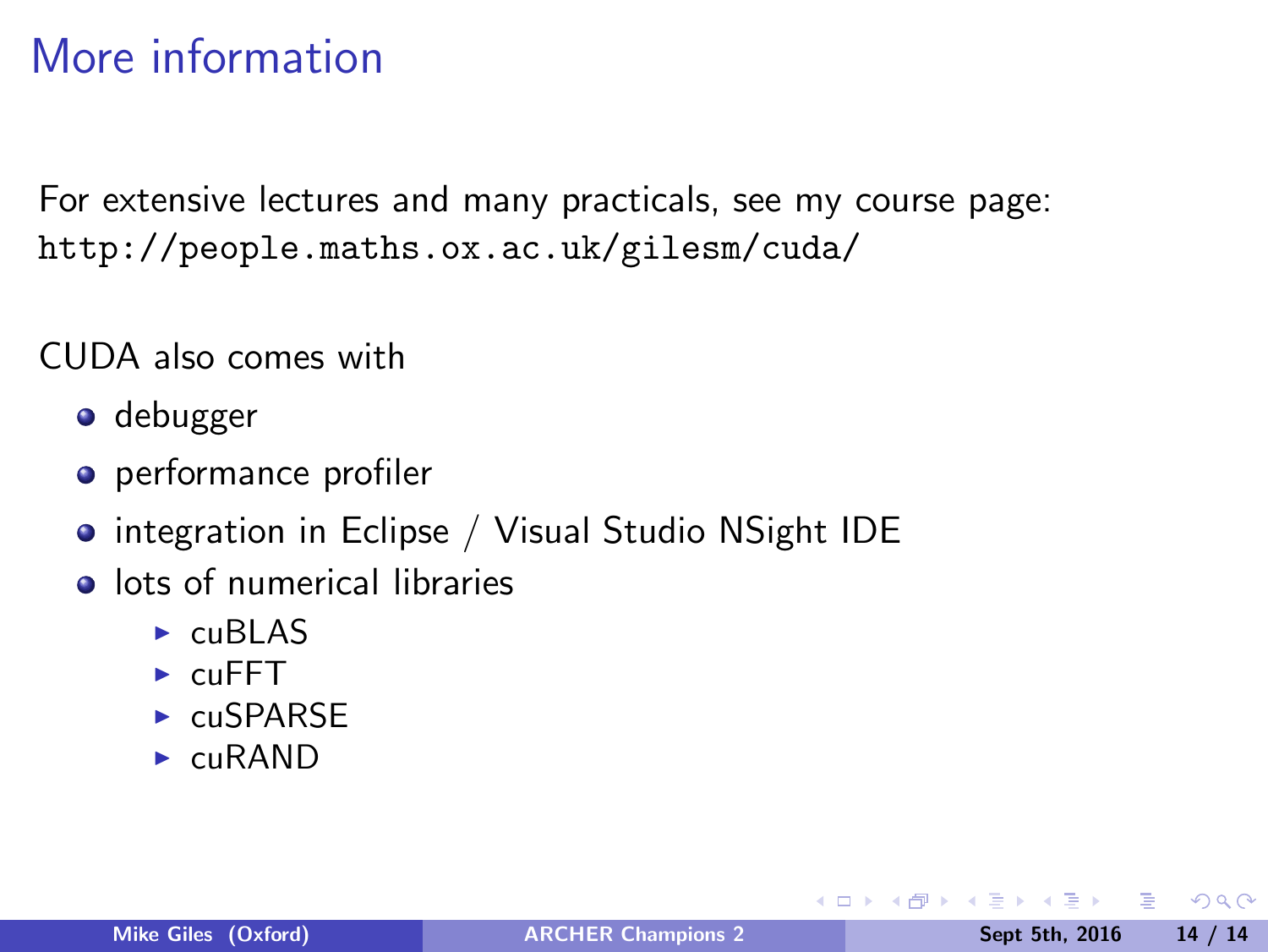# More information

For extensive lectures and many practicals, see my course page:
`http://people.maths.ox.ac.uk/gilesm/cuda/`

CUDA also comes with

- debugger
- performance profiler
- integration in Eclipse / Visual Studio NSight IDE
- lots of numerical libraries
  - cuBLAS
  - cuFFT
  - cuSPARSE
  - cuRAND